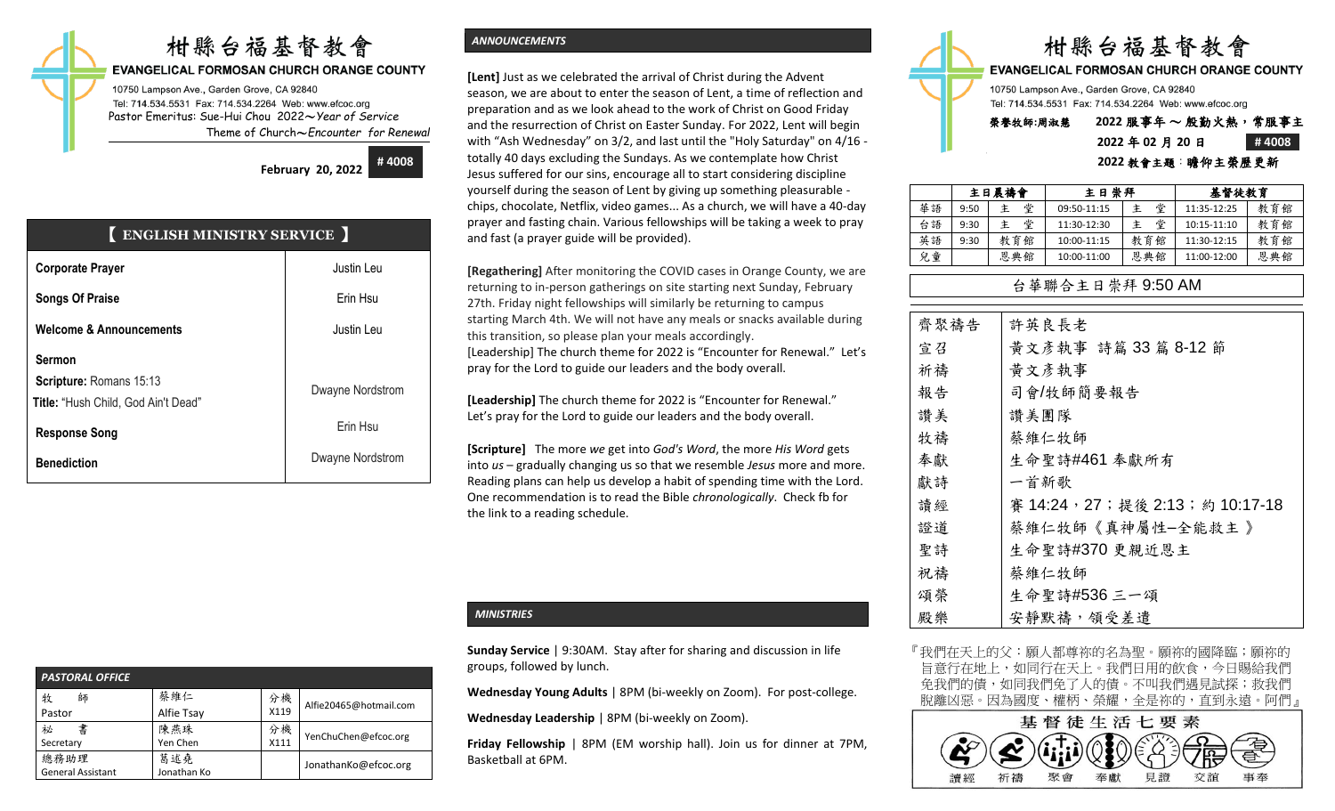# 柑縣台福基督教會

**EVANGELICAL FORMOSAN CHURCH ORANGE COUNTY**

10750 Lampson Ave., Garden Grove, CA 92840
Tel: 714.534.5531 Fax: 714.534.2264 Web: www.efcoc.org
Pastor Emeritus: Sue-Hui Chou 2022～*Year of Service*
Theme of Church～*Encounter for Renewal*

**February 20, 2022** **# 4008**

## 【 ENGLISH MINISTRY SERVICE 】

| | |
|---|---|
| **Corporate Prayer** | Justin Leu |
| **Songs Of Praise** | Erin Hsu |
| **Welcome & Announcements** | Justin Leu |
| **Sermon**<br>**Scripture:** Romans 15:13<br>**Title:** "Hush Child, God Ain't Dead" | Dwayne Nordstrom |
| **Response Song** | Erin Hsu |
| **Benediction** | Dwayne Nordstrom |

### *PASTORAL OFFICE*

| | | | |
|---|---|---|---|
| 牧 師<br>Pastor | 蔡維仁<br>Alfie Tsay | 分機<br>X119 | Alfie20465@hotmail.com |
| 秘 書<br>Secretary | 陳燕珠<br>Yen Chen | 分機<br>X111 | YenChuChen@efcoc.org |
| 總務助理<br>General Assistant | 葛述堯<br>Jonathan Ko | | JonathanKo@efcoc.org |

### *ANNOUNCEMENTS*

**[Lent]** Just as we celebrated the arrival of Christ during the Advent season, we are about to enter the season of Lent, a time of reflection and preparation and as we look ahead to the work of Christ on Good Friday and the resurrection of Christ on Easter Sunday. For 2022, Lent will begin with "Ash Wednesday" on 3/2, and last until the "Holy Saturday" on 4/16 - totally 40 days excluding the Sundays. As we contemplate how Christ Jesus suffered for our sins, encourage all to start considering discipline yourself during the season of Lent by giving up something pleasurable - chips, chocolate, Netflix, video games... As a church, we will have a 40-day prayer and fasting chain. Various fellowships will be taking a week to pray and fast (a prayer guide will be provided).

**[Regathering]** After monitoring the COVID cases in Orange County, we are returning to in-person gatherings on site starting next Sunday, February 27th. Friday night fellowships will similarly be returning to campus starting March 4th. We will not have any meals or snacks available during this transition, so please plan your meals accordingly.
[Leadership] The church theme for 2022 is "Encounter for Renewal." Let's pray for the Lord to guide our leaders and the body overall.

**[Leadership]** The church theme for 2022 is "Encounter for Renewal." Let's pray for the Lord to guide our leaders and the body overall.

**[Scripture]** The more *we* get into *God's Word*, the more *His Word* gets into *us* – gradually changing us so that we resemble *Jesus* more and more. Reading plans can help us develop a habit of spending time with the Lord. One recommendation is to read the Bible *chronologically*. Check fb for the link to a reading schedule.

### *MINISTRIES*

**Sunday Service** | 9:30AM. Stay after for sharing and discussion in life groups, followed by lunch.

**Wednesday Young Adults** | 8PM (bi-weekly on Zoom). For post-college.

**Wednesday Leadership** | 8PM (bi-weekly on Zoom).

**Friday Fellowship** | 8PM (EM worship hall). Join us for dinner at 7PM, Basketball at 6PM.

# 柑縣台福基督教會

**EVANGELICAL FORMOSAN CHURCH ORANGE COUNTY**

10750 Lampson Ave., Garden Grove, CA 92840
Tel: 714.534.5531 Fax: 714.534.2264 Web: www.efcoc.org
榮譽牧師:周淑慧 **2022 服事年 ～ 殷勤火熱，常服事主**
**2022 年 02 月 20 日** **# 4008**
**2022 教會主題：瞻仰主榮歷更新**

| | 主日禱會 | | 主日崇拜 | | 基督徒教育 | |
|---|---|---|---|---|---|---|
| 華語 | 9:50 | 主 堂 | 09:50-11:15 | 主 堂 | 11:35-12:25 | 教育館 |
| 台語 | 9:30 | 主 堂 | 11:30-12:30 | 主 堂 | 10:15-11:10 | 教育館 |
| 英語 | 9:30 | 教育館 | 10:00-11:15 | 教育館 | 11:30-12:15 | 教育館 |
| 兒童 | | 恩典館 | 10:00-11:00 | 恩典館 | 11:00-12:00 | 恩典館 |

## 台華聯合主日崇拜 9:50 AM

| | |
|---|---|
| 齊聚禱告 | 許英良長老 |
| 宣召 | 黃文彥執事 詩篇 33 篇 8-12 節 |
| 祈禱 | 黃文彥執事 |
| 報告 | 司會/牧師簡要報告 |
| 讚美 | 讚美團隊 |
| 牧禱 | 蔡維仁牧師 |
| 奉獻 | 生命聖詩#461 奉獻所有 |
| 獻詩 | 一首新歌 |
| 讀經 | 賽 14:24，27；提後 2:13；約 10:17-18 |
| 證道 | 蔡維仁牧師《真神屬性–全能救主》 |
| 聖詩 | 生命聖詩#370 更親近恩主 |
| 祝禱 | 蔡維仁牧師 |
| 頌榮 | 生命聖詩#536 三一頌 |
| 殿樂 | 安靜默禱，領受差遣 |

『我們在天上的父：願人都尊祢的名為聖。願祢的國降臨；願祢的旨意行在地上，如同行在天上。我們日用的飲食，今日賜給我們免我們的債，如同我們免了人的債。不叫我們遇見試探；救我們脫離凶惡。因為國度、權柄、榮耀，全是祢的，直到永遠。阿們』

**基督徒生活七要素**

讀經 祈禱 聚會 奉獻 見證 交誼 事奉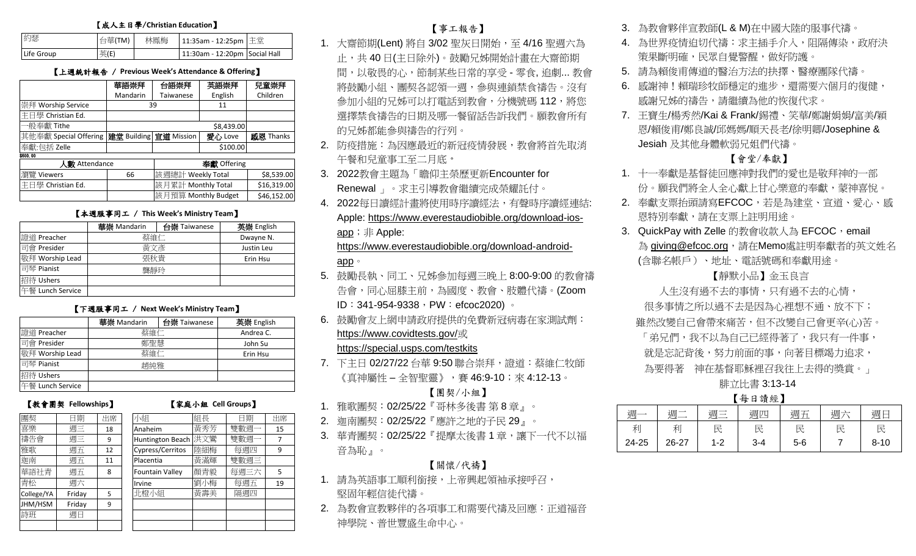## 【成人主日學/Christian Education】

| | | | | |
|---|---|---|---|---|
| 約瑟 | 台華(TM) | 林鳳梅 | 11:35am - 12:25pm | 主堂 |
| Life Group | 英(E) | | 11:30am - 12:20pm | Social Hall |

## 【上週統計報告 / Previous Week's Attendance & Offering】

| | 華語崇拜 Mandarin | 台語崇拜 Taiwanese | 英語崇拜 English | 兒童崇拜 Children |
|---|---|---|---|---|
| 崇拜 Worship Service | 39 | | 11 | |
| 主日學 Christian Ed. | | | | |
| 一般奉獻 Tithe | | | $8,439.00 | |
| 其他奉獻 Special Offering | 建堂 Building | 宣道 Mission | 愛心 Love | 感恩 Thanks |
| 奉獻:包括 Zelle | | | $100.00 | |

$600.00

| 人數 Attendance | | 奉獻 Offering | |
|---|---|---|---|
| 瀏覽 Viewers | 66 | 該週總計 Weekly Total | $8,539.00 |
| 主日學 Christian Ed. | | 該月累計 Monthly Total | $16,319.00 |
| | | 該月預算 Monthly Budget | $46,152.00 |

## 【本週服事同工 / This Week's Ministry Team】

| | 華崇 Mandarin | 台崇 Taiwanese | 英崇 English |
|---|---|---|---|
| 證道 Preacher | 蔡維仁 | | Dwayne N. |
| 司會 Presider | 黃文彥 | | Justin Leu |
| 敬拜 Worship Lead | 張秋貴 | | Erin Hsu |
| 司琴 Pianist | 龔靜玲 | | |
| 招待 Ushers | | | |
| 午餐 Lunch Service | | | |

## 【下週服事同工 / Next Week's Ministry Team】

| | 華崇 Mandarin | 台崇 Taiwanese | 英崇 English |
|---|---|---|---|
| 證道 Preacher | 蔡維仁 | | Andrea C. |
| 司會 Presider | 鄭聖慧 | | John Su |
| 敬拜 Worship Lead | 蔡維仁 | | Erin Hsu |
| 司琴 Pianist | 趙純雅 | | |
| 招待 Ushers | | | |
| 午餐 Lunch Service | | | |

## 【教會團契 Fellowships】

| 團契 | 日期 | 出席 |
|---|---|---|
| 喜樂 | 週三 | 18 |
| 禱告會 | 週三 | 9 |
| 雅歌 | 週五 | 12 |
| 迦南 | 週五 | 11 |
| 華語社青 | 週五 | 8 |
| 青松 | 週六 | |
| College/YA | Friday | 5 |
| JHM/HSM | Friday | 9 |
| 詩班 | 週日 | |

## 【家庭小組 Cell Groups】

| 小組 | 組長 | 日期 | 出席 |
|---|---|---|---|
| Anaheim | 黃秀芳 | 雙數週一 | 15 |
| Huntington Beach | 洪文鸞 | 雙數週一 | 7 |
| Cypress/Cerritos | 陸細梅 | 每週四 | 9 |
| Placentia | 黃滿輝 | 雙數週三 | |
| Fountain Valley | 顏青毅 | 每週三六 | 5 |
| Irvine | 劉小梅 | 每週五 | 19 |
| 北橙小組 | 黃壽美 | 隔週四 | |

## 【事工報告】

1. 大齋節期(Lent) 將自 3/02 聖灰日開始，至 4/16 聖週六為止，共 40 日(主日除外)。鼓勵兄姊開始計畫在大齋節期間，以敬畏的心，節制某些日常的享受 - 零食, 追劇... 教會將鼓勵小組、團契各認領一週，參與連鎖禁食禱告。沒有參加小組的兄姊可以打電話到教會，分機號碼 112，將您選擇禁食禱告的日期及哪一餐留話告訴我們。願教會所有的兄姊都能參與禱告的行列。
2. 防疫措施：為因應最近的新冠疫情發展，教會將首先取消午餐和兒童事工至二月底。
3. 2022教會主題為「瞻仰主榮歷更新Encounter for Renewal 」。求主引導教會繼續完成榮耀託付。
4. 2022每日讀經計畫將使用時序讀經法，有聲時序讀經連結: Apple: https://www.everestaudiobible.org/download-ios-app；非 Apple: https://www.everestaudiobible.org/download-android-app。
5. 鼓勵長執、同工、兄姊參加每週三晚上 8:00-9:00 的教會禱告會，同心屈膝主前，為國度、教會、肢體代禱。(Zoom ID：341-954-9338，PW：efcoc2020) 。
6. 鼓勵會友上網申請政府提供的免費新冠病毒在家測試劑：https://www.covidtests.gov/或 https://special.usps.com/testkits
7. 下主日 02/27/22 台華 9:50 聯合崇拜，證道：蔡維仁牧師《真神屬性 – 全智聖靈》，賽 46:9-10；來 4:12-13。

## 【團契/小組】

1. 雅歌團契：02/25/22『哥林多後書 第 8 章』。
2. 迦南團契：02/25/22『應許之地的子民 29』。
3. 華青團契：02/25/22『提摩太後書 1 章，讓下一代不以福音為恥』。

## 【關懷/代禱】

1. 請為英語事工順利銜接，上帝興起領袖承接呼召，堅固年輕信徒代禱。
2. 為教會宣教夥伴的各項事工和需要代禱及回應：正道福音神學院、普世豐盛生命中心。
3. 為教會夥伴宣教師(L & M)在中國大陸的服事代禱。
4. 為世界疫情迫切代禱：求主插手介入，阻隔傳染，政府決策果斷明確，民眾自覺警醒，做好防護。
5. 請為賴俊甫傳道的醫治方法的抉擇、醫療團隊代禱。
6. 感謝神！賴瑞珍牧師穩定的進步，還需要六個月的復健，感謝兄姊的禱告，請繼續為他的恢復代求。
7. 王寶生/楊秀然/Kai & Frank/錫禮、笑華/鄭謝娟娟/富美/穎恩/賴俊甫/鄭良誠/邱媽媽/順天長老/徐明卿/Josephine & Jesiah 及其他身體軟弱兄姐們代禱。

## 【會堂/奉獻】

1. 十一奉獻是基督徒回應神對我們的愛也是敬拜神的一部份。願我們將全人全心獻上甘心樂意的奉獻，蒙神喜悅。
2. 奉獻支票抬頭請寫EFCOC，若是為建堂、宣道、愛心、感恩特別奉獻，請在支票上註明用途。
3. QuickPay with Zelle 的教會收款人為 EFCOC，email 為 giving@efcoc.org，請在Memo處註明奉獻者的英文姓名(含聯名帳戶）、地址、電話號碼和奉獻用途。

## 【靜默小品】金玉良言

人生沒有過不去的事情，只有過不去的心情，
很多事情之所以過不去是因為心裡想不通、放不下；
雖然改變自己會帶來痛苦，但不改變自己會更辛(心)苦。
「弟兄們，我不以為自己已經得著了，我只有一件事，
就是忘記背後，努力面前的事，向著目標竭力追求，
為要得著 神在基督耶穌裡召我往上去得的獎賞。」
腓立比書 3:13-14

## 【每日讀經】

| 週一 | 週二 | 週三 | 週四 | 週五 | 週六 | 週日 |
|---|---|---|---|---|---|---|
| 利 | 利 | 民 | 民 | 民 | 民 | 民 |
| 24-25 | 26-27 | 1-2 | 3-4 | 5-6 | 7 | 8-10 |